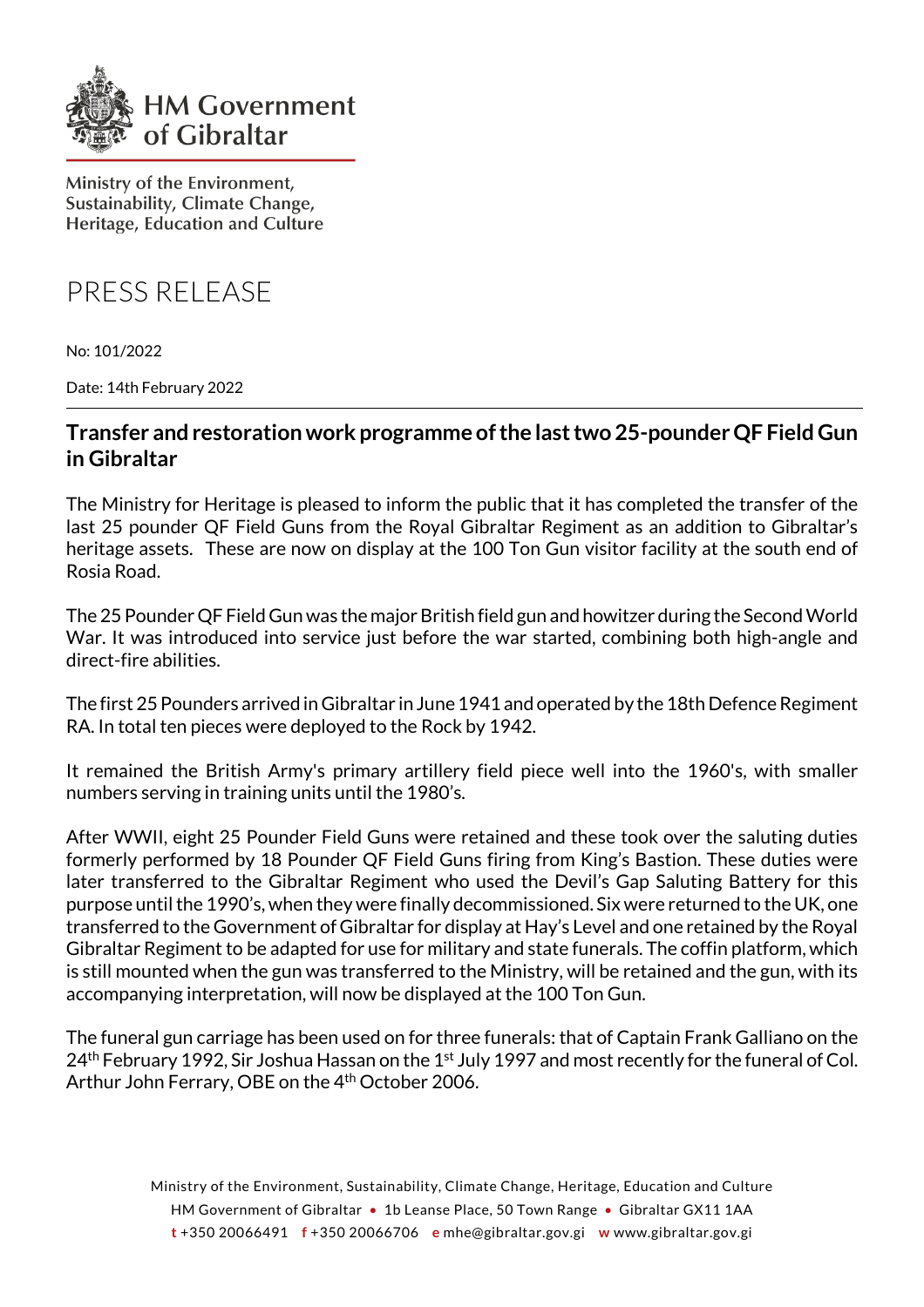HM Government of Gibraltar

Ministry of the Environment, Sustainability, Climate Change, Heritage, Education and Culture

# PRESS RELEASE

No: 101/2022

Date: 14th February 2022

## Transfer and restoration work programme of the last two 25-pounder QF Field Gun in Gibraltar

The Ministry for Heritage is pleased to inform the public that it has completed the transfer of the last 25 pounder QF Field Guns from the Royal Gibraltar Regiment as an addition to Gibraltar's heritage assets. These are now on display at the 100 Ton Gun visitor facility at the south end of Rosia Road.

The 25 Pounder QF Field Gun was the major British field gun and howitzer during the Second World War. It was introduced into service just before the war started, combining both high-angle and direct-fire abilities.

The first 25 Pounders arrived in Gibraltar in June 1941 and operated by the 18th Defence Regiment RA. In total ten pieces were deployed to the Rock by 1942.

It remained the British Army's primary artillery field piece well into the 1960's, with smaller numbers serving in training units until the 1980's.

After WWII, eight 25 Pounder Field Guns were retained and these took over the saluting duties formerly performed by 18 Pounder QF Field Guns firing from King's Bastion. These duties were later transferred to the Gibraltar Regiment who used the Devil's Gap Saluting Battery for this purpose until the 1990's, when they were finally decommissioned. Six were returned to the UK, one transferred to the Government of Gibraltar for display at Hay's Level and one retained by the Royal Gibraltar Regiment to be adapted for use for military and state funerals. The coffin platform, which is still mounted when the gun was transferred to the Ministry, will be retained and the gun, with its accompanying interpretation, will now be displayed at the 100 Ton Gun.

The funeral gun carriage has been used on for three funerals: that of Captain Frank Galliano on the 24th February 1992, Sir Joshua Hassan on the 1st July 1997 and most recently for the funeral of Col. Arthur John Ferrary, OBE on the 4th October 2006.

Ministry of the Environment, Sustainability, Climate Change, Heritage, Education and Culture
HM Government of Gibraltar • 1b Leanse Place, 50 Town Range • Gibraltar GX11 1AA
t +350 20066491 f +350 20066706 e mhe@gibraltar.gov.gi w www.gibraltar.gov.gi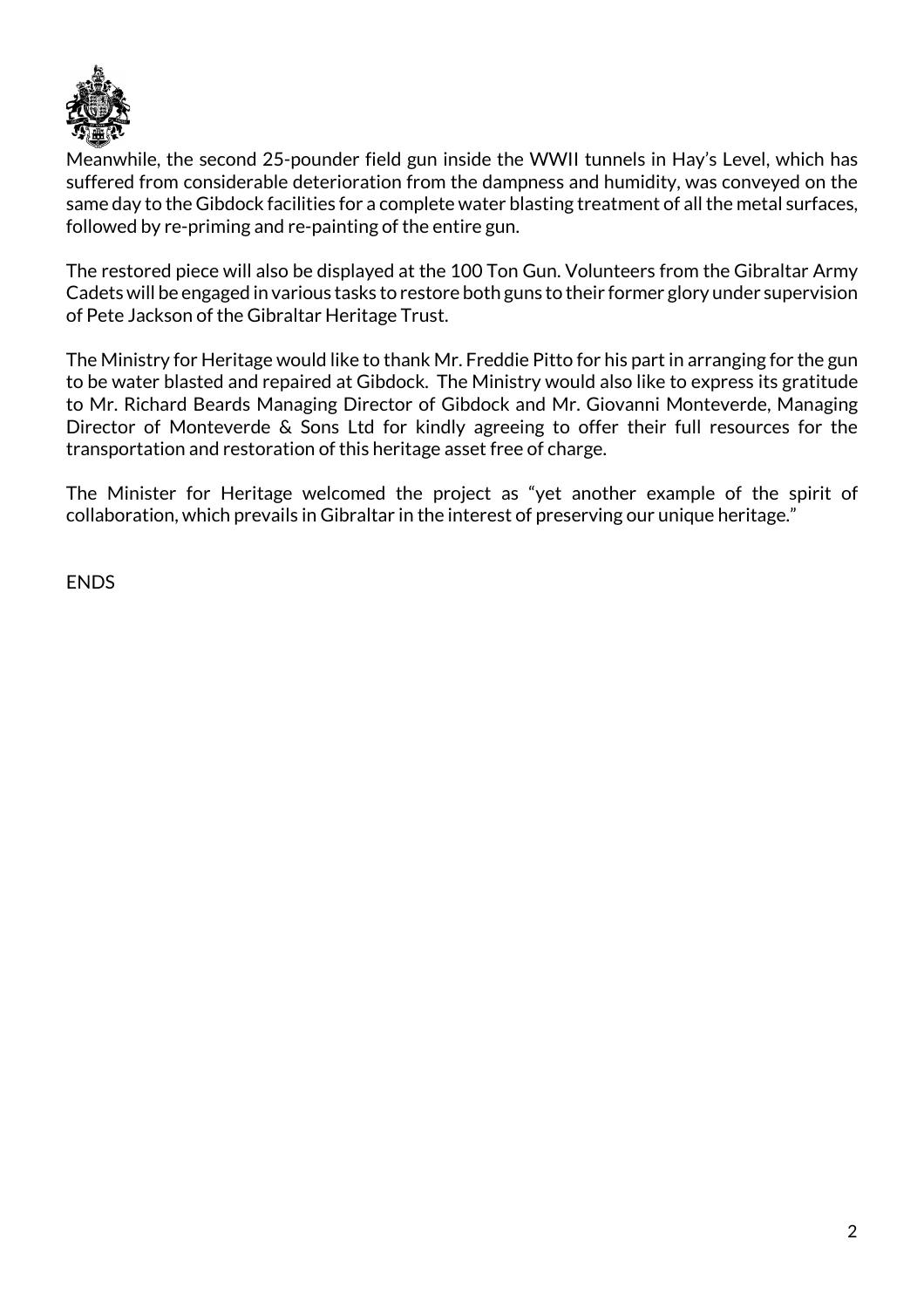Meanwhile, the second 25-pounder field gun inside the WWII tunnels in Hay's Level, which has suffered from considerable deterioration from the dampness and humidity, was conveyed on the same day to the Gibdock facilities for a complete water blasting treatment of all the metal surfaces, followed by re-priming and re-painting of the entire gun.

The restored piece will also be displayed at the 100 Ton Gun. Volunteers from the Gibraltar Army Cadets will be engaged in various tasks to restore both guns to their former glory under supervision of Pete Jackson of the Gibraltar Heritage Trust.

The Ministry for Heritage would like to thank Mr. Freddie Pitto for his part in arranging for the gun to be water blasted and repaired at Gibdock. The Ministry would also like to express its gratitude to Mr. Richard Beards Managing Director of Gibdock and Mr. Giovanni Monteverde, Managing Director of Monteverde & Sons Ltd for kindly agreeing to offer their full resources for the transportation and restoration of this heritage asset free of charge.

The Minister for Heritage welcomed the project as "yet another example of the spirit of collaboration, which prevails in Gibraltar in the interest of preserving our unique heritage."

ENDS